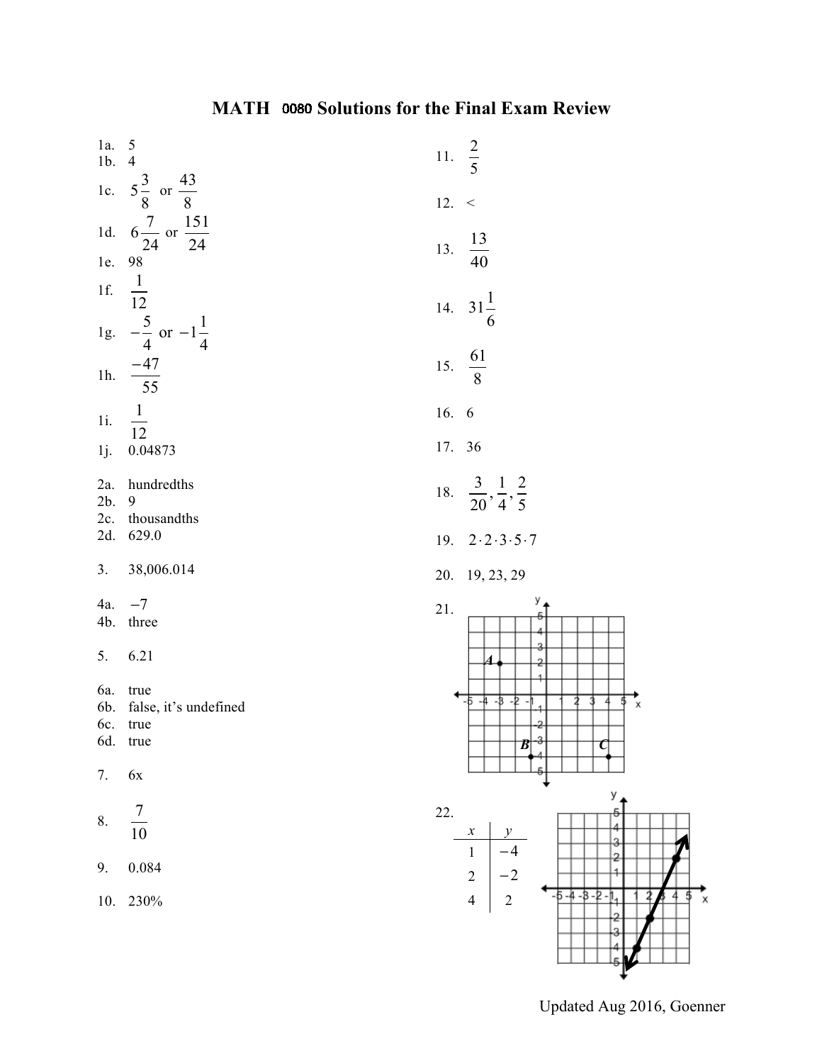# MATH 0080 Solutions for the Final Exam Review

1a. 5
1b. 4
1c. $5\frac{3}{8}$ or $\frac{43}{8}$
1d. $6\frac{7}{24}$ or $\frac{151}{24}$
1e. 98
1f. $\frac{1}{12}$
1g. $-\frac{5}{4}$ or $-1\frac{1}{4}$
1h. $\frac{-47}{55}$
1i. $\frac{1}{12}$
1j. 0.04873

2a. hundredths
2b. 9
2c. thousandths
2d. 629.0

3. 38,006.014

4a. $-7$
4b. three

5. 6.21

6a. true
6b. false, it's undefined
6c. true
6d. true

7. 6x

8. $\frac{7}{10}$

9. 0.084

10. 230%

11. $\frac{2}{5}$

12. <

13. $\frac{13}{40}$

14. $31\frac{1}{6}$

15. $\frac{61}{8}$

16. 6

17. 36

18. $\frac{3}{20}, \frac{1}{4}, \frac{2}{5}$

19. $2 \cdot 2 \cdot 3 \cdot 5 \cdot 7$

20. 19, 23, 29

21. A (−3, 2), B (−1, −4), C (4, −4)

22.

| x | y |
|---|---|
| 1 | $-4$ |
| 2 | $-2$ |
| 4 | 2 |

Updated Aug 2016, Goenner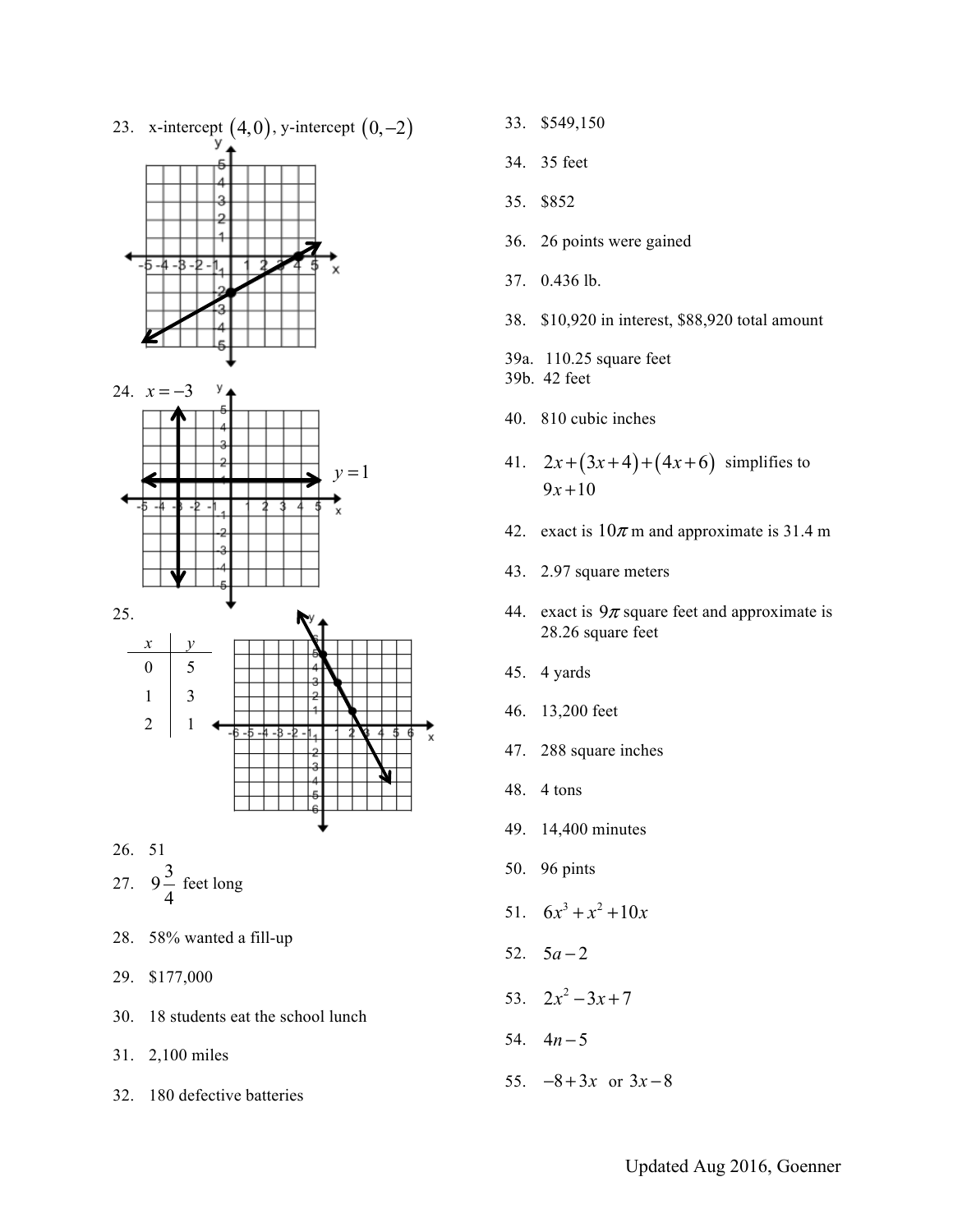23. x-intercept $(4,0)$, y-intercept $(0,-2)$

24. $x=-3$

$y=1$

25.

| $x$ | $y$ |
|---|---|
| 0 | 5 |
| 1 | 3 |
| 2 | 1 |

26. 51

27. $9\frac{3}{4}$ feet long

28. 58% wanted a fill-up

29. $177,000

30. 18 students eat the school lunch

31. 2,100 miles

32. 180 defective batteries

33. $549,150

34. 35 feet

35. $852

36. 26 points were gained

37. 0.436 lb.

38. $10,920 in interest, $88,920 total amount

39a. 110.25 square feet

39b. 42 feet

40. 810 cubic inches

41. $2x+(3x+4)+(4x+6)$ simplifies to $9x+10$

42. exact is $10\pi$ m and approximate is 31.4 m

43. 2.97 square meters

44. exact is $9\pi$ square feet and approximate is 28.26 square feet

45. 4 yards

46. 13,200 feet

47. 288 square inches

48. 4 tons

49. 14,400 minutes

50. 96 pints

51. $6x^3+x^2+10x$

52. $5a-2$

53. $2x^2-3x+7$

54. $4n-5$

55. $-8+3x$ or $3x-8$

Updated Aug 2016, Goenner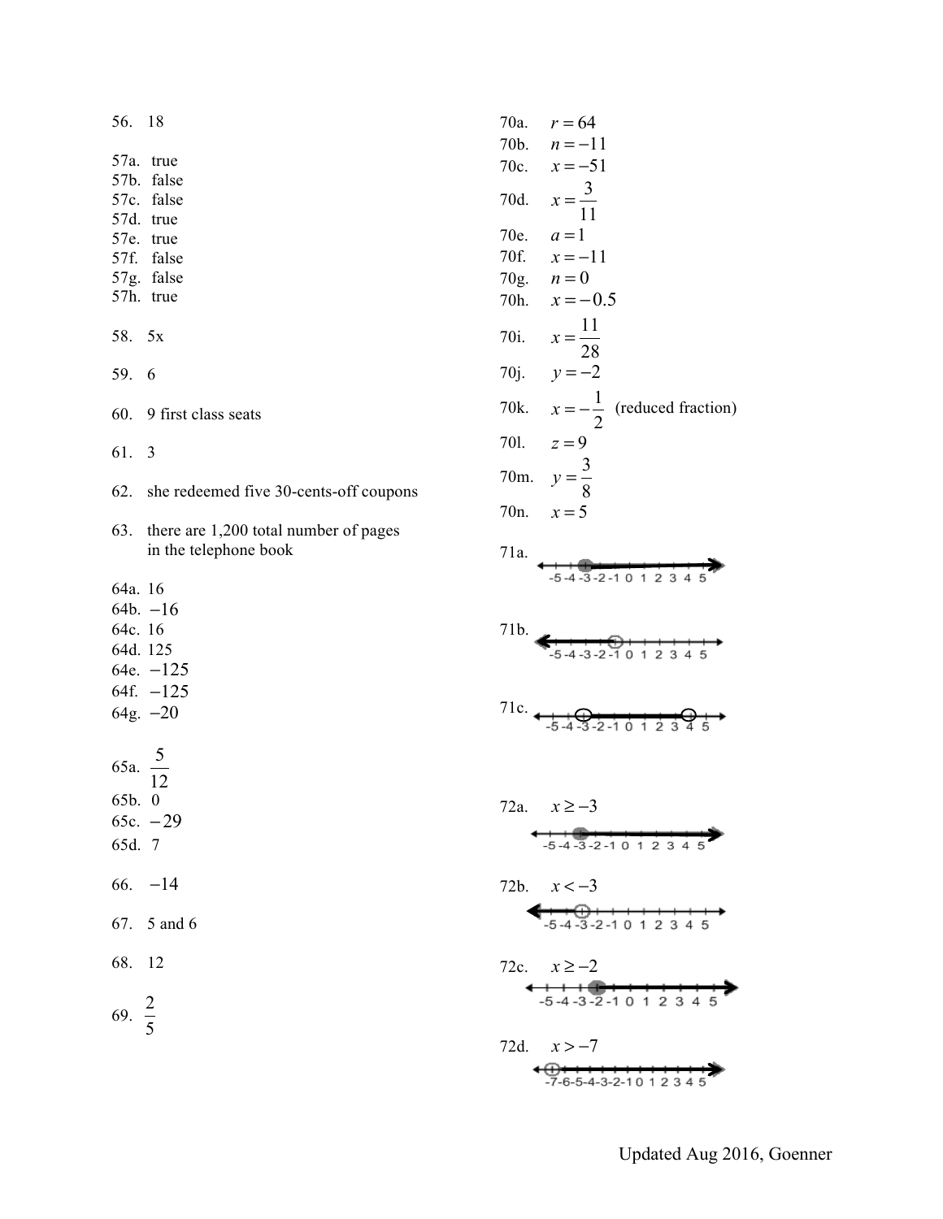56. 18

57a. true
57b. false
57c. false
57d. true
57e. true
57f. false
57g. false
57h. true

58. 5x

59. 6

60. 9 first class seats

61. 3

62. she redeemed five 30-cents-off coupons

63. there are 1,200 total number of pages in the telephone book

64a. 16
64b. $-16$
64c. 16
64d. 125
64e. $-125$
64f. $-125$
64g. $-20$

65a. $\frac{5}{12}$
65b. 0
65c. $-29$
65d. 7

66. $-14$

67. 5 and 6

68. 12

69. $\frac{2}{5}$

70a. $r = 64$
70b. $n = -11$
70c. $x = -51$
70d. $x = \frac{3}{11}$
70e. $a = 1$
70f. $x = -11$
70g. $n = 0$
70h. $x = -0.5$
70i. $x = \frac{11}{28}$
70j. $y = -2$
70k. $x = -\frac{1}{2}$ (reduced fraction)
70l. $z = 9$
70m. $y = \frac{3}{8}$
70n. $x = 5$

71a.

71b.

71c.

72a. $x \geq -3$

72b. $x < -3$

72c. $x \geq -2$

72d. $x > -7$

Updated Aug 2016, Goenner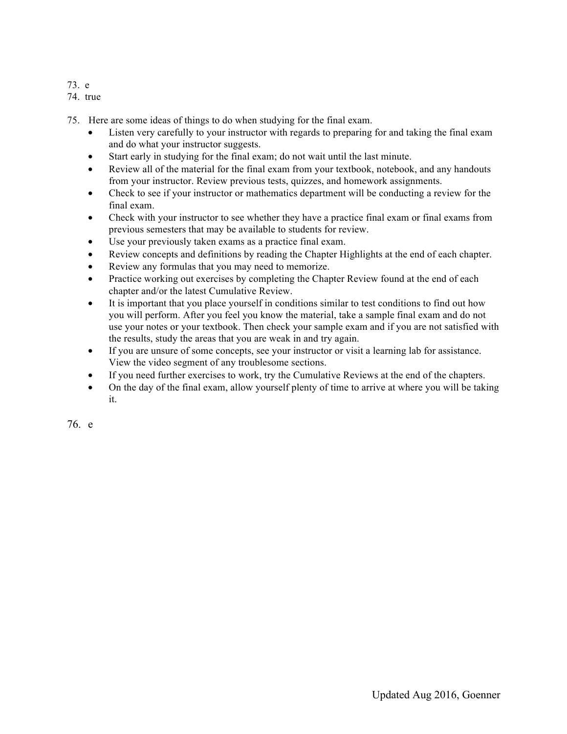73. e
74. true

75. Here are some ideas of things to do when studying for the final exam.
    - Listen very carefully to your instructor with regards to preparing for and taking the final exam and do what your instructor suggests.
    - Start early in studying for the final exam; do not wait until the last minute.
    - Review all of the material for the final exam from your textbook, notebook, and any handouts from your instructor. Review previous tests, quizzes, and homework assignments.
    - Check to see if your instructor or mathematics department will be conducting a review for the final exam.
    - Check with your instructor to see whether they have a practice final exam or final exams from previous semesters that may be available to students for review.
    - Use your previously taken exams as a practice final exam.
    - Review concepts and definitions by reading the Chapter Highlights at the end of each chapter.
    - Review any formulas that you may need to memorize.
    - Practice working out exercises by completing the Chapter Review found at the end of each chapter and/or the latest Cumulative Review.
    - It is important that you place yourself in conditions similar to test conditions to find out how you will perform. After you feel you know the material, take a sample final exam and do not use your notes or your textbook. Then check your sample exam and if you are not satisfied with the results, study the areas that you are weak in and try again.
    - If you are unsure of some concepts, see your instructor or visit a learning lab for assistance. View the video segment of any troublesome sections.
    - If you need further exercises to work, try the Cumulative Reviews at the end of the chapters.
    - On the day of the final exam, allow yourself plenty of time to arrive at where you will be taking it.

76. e

Updated Aug 2016, Goenner